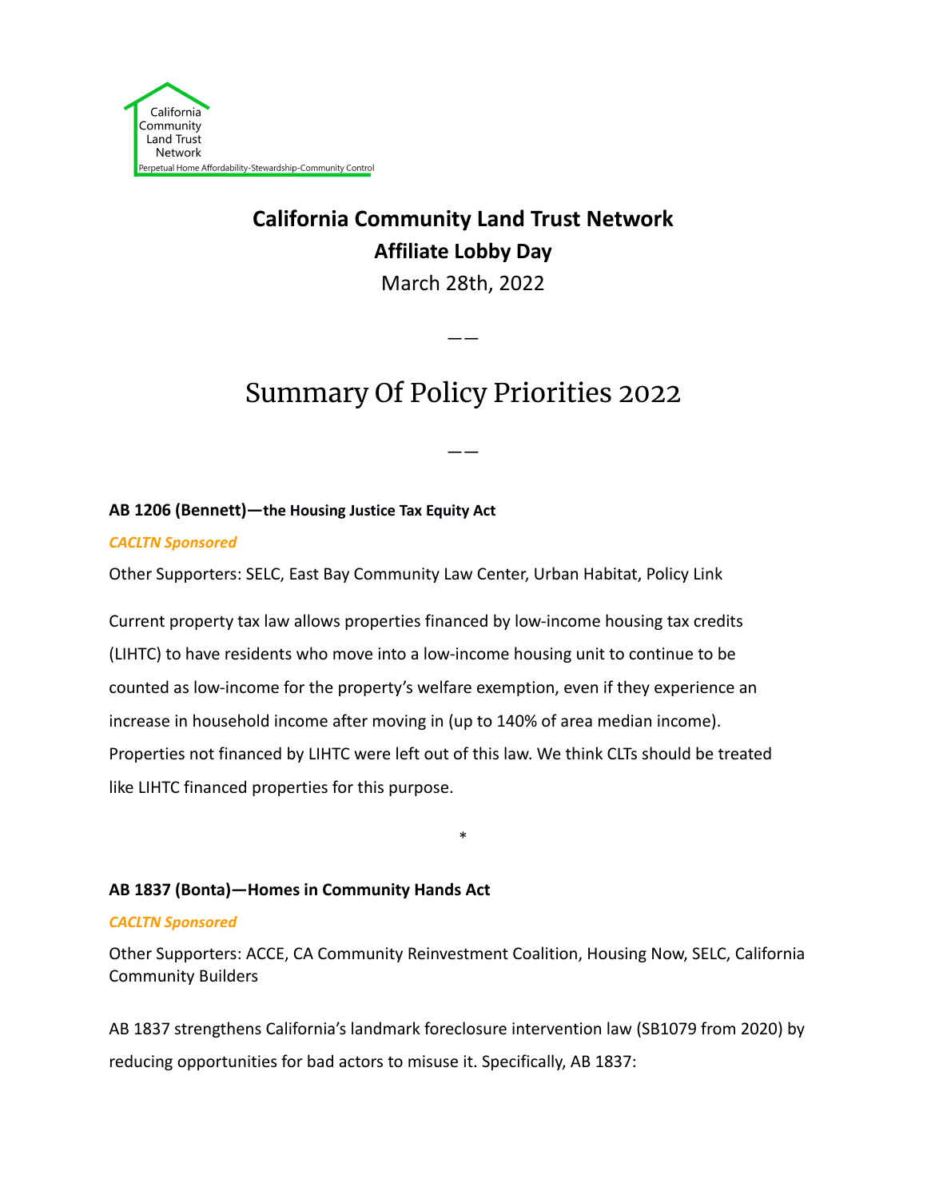California Community Land Trust Network

Perpetual Home Affordability-Stewardship-Community Control

**California Community Land Trust Network**
**Affiliate Lobby Day**
March 28th, 2022

——

# Summary Of Policy Priorities 2022

——

**AB 1206 (Bennett)—the Housing Justice Tax Equity Act**

***CACLTN Sponsored***

Other Supporters: SELC, East Bay Community Law Center, Urban Habitat, Policy Link

Current property tax law allows properties financed by low-income housing tax credits (LIHTC) to have residents who move into a low-income housing unit to continue to be counted as low-income for the property's welfare exemption, even if they experience an increase in household income after moving in (up to 140% of area median income). Properties not financed by LIHTC were left out of this law. We think CLTs should be treated like LIHTC financed properties for this purpose.

*

**AB 1837 (Bonta)—Homes in Community Hands Act**

***CACLTN Sponsored***

Other Supporters: ACCE, CA Community Reinvestment Coalition, Housing Now, SELC, California Community Builders

AB 1837 strengthens California's landmark foreclosure intervention law (SB1079 from 2020) by reducing opportunities for bad actors to misuse it. Specifically, AB 1837: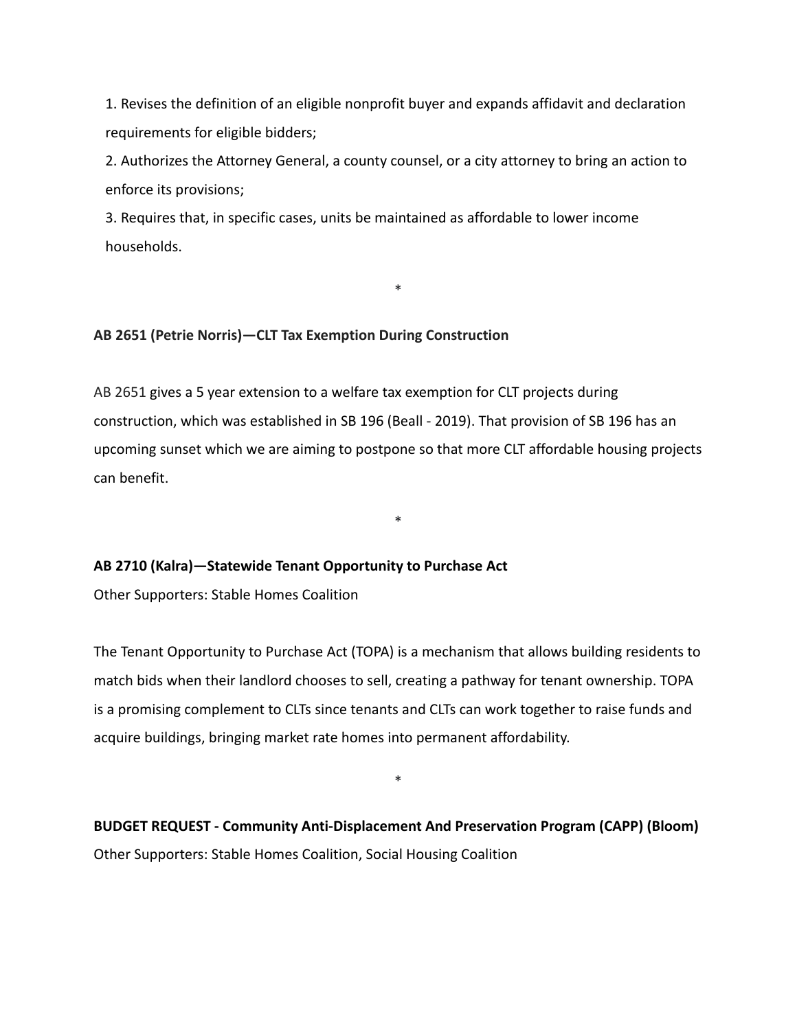1. Revises the definition of an eligible nonprofit buyer and expands affidavit and declaration requirements for eligible bidders;
2. Authorizes the Attorney General, a county counsel, or a city attorney to bring an action to enforce its provisions;
3. Requires that, in specific cases, units be maintained as affordable to lower income households.

*

**AB 2651 (Petrie Norris)—CLT Tax Exemption During Construction**

AB 2651 gives a 5 year extension to a welfare tax exemption for CLT projects during construction, which was established in SB 196 (Beall - 2019). That provision of SB 196 has an upcoming sunset which we are aiming to postpone so that more CLT affordable housing projects can benefit.

*

**AB 2710 (Kalra)—Statewide Tenant Opportunity to Purchase Act**

Other Supporters: Stable Homes Coalition

The Tenant Opportunity to Purchase Act (TOPA) is a mechanism that allows building residents to match bids when their landlord chooses to sell, creating a pathway for tenant ownership. TOPA is a promising complement to CLTs since tenants and CLTs can work together to raise funds and acquire buildings, bringing market rate homes into permanent affordability.

*

**BUDGET REQUEST - Community Anti-Displacement And Preservation Program (CAPP) (Bloom)**

Other Supporters: Stable Homes Coalition, Social Housing Coalition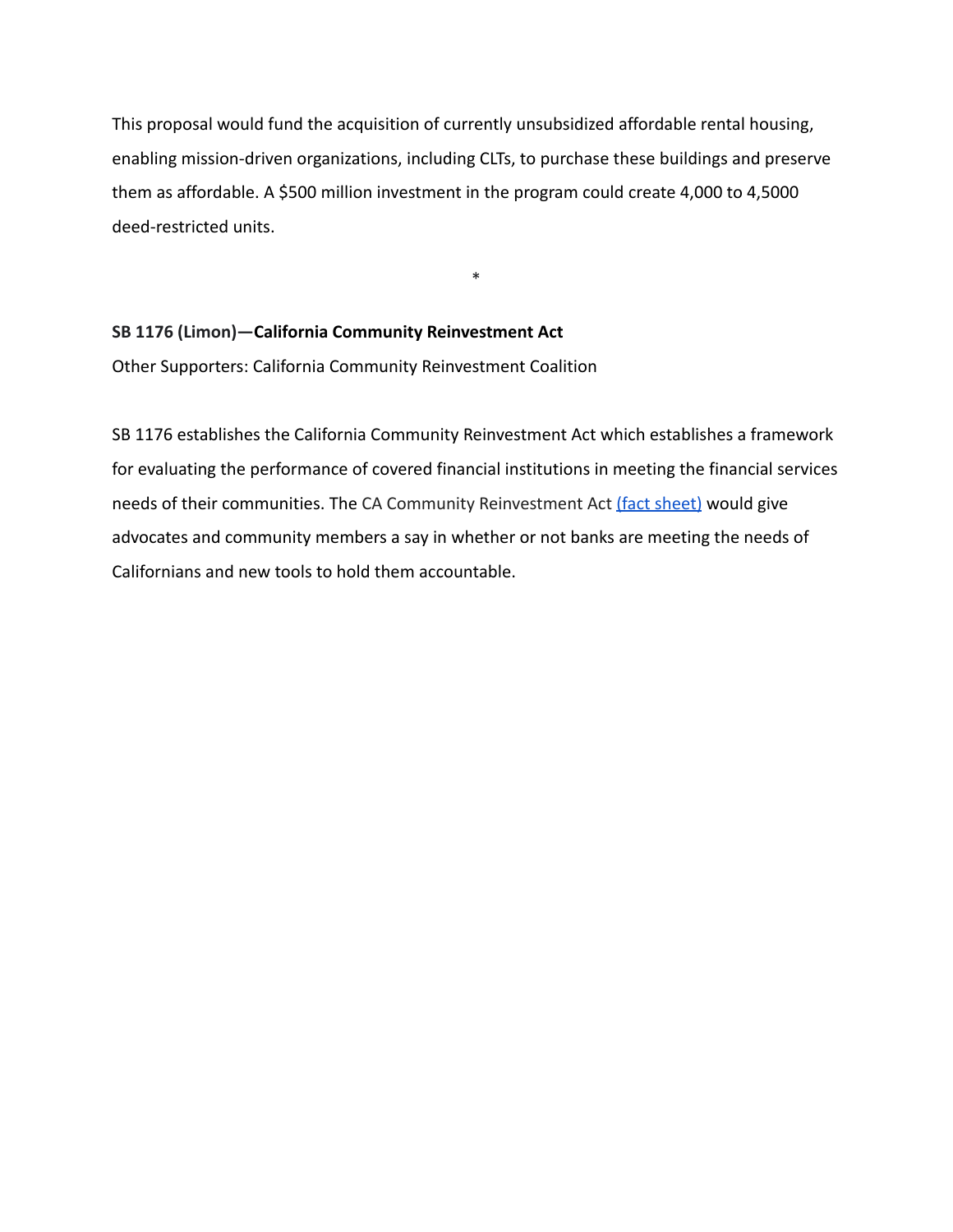This proposal would fund the acquisition of currently unsubsidized affordable rental housing, enabling mission-driven organizations, including CLTs, to purchase these buildings and preserve them as affordable. A $500 million investment in the program could create 4,000 to 4,5000 deed-restricted units.

*

**SB 1176 (Limon)—California Community Reinvestment Act**

Other Supporters: California Community Reinvestment Coalition

SB 1176 establishes the California Community Reinvestment Act which establishes a framework for evaluating the performance of covered financial institutions in meeting the financial services needs of their communities. The CA Community Reinvestment Act (fact sheet) would give advocates and community members a say in whether or not banks are meeting the needs of Californians and new tools to hold them accountable.